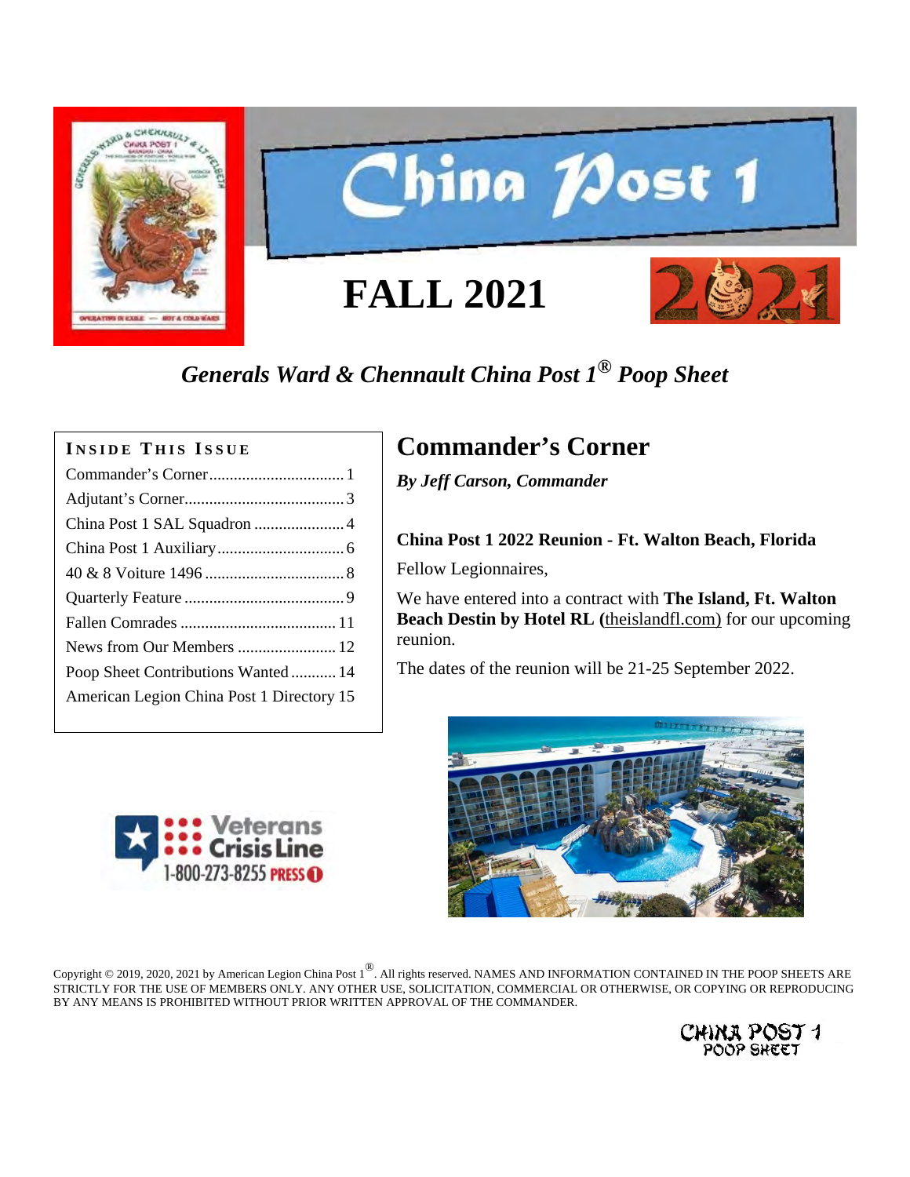# China Post 1

# FALL 2021

*Generals Ward & Chennault China Post 1® Poop Sheet*

**INSIDE THIS ISSUE**

| | |
|---|---|
| Commander's Corner | 1 |
| Adjutant's Corner | 3 |
| China Post 1 SAL Squadron | 4 |
| China Post 1 Auxiliary | 6 |
| 40 & 8 Voiture 1496 | 8 |
| Quarterly Feature | 9 |
| Fallen Comrades | 11 |
| News from Our Members | 12 |
| Poop Sheet Contributions Wanted | 14 |
| American Legion China Post 1 Directory | 15 |

Veterans Crisis Line 1-800-273-8255 PRESS 1

## Commander's Corner

***By Jeff Carson, Commander***

**China Post 1 2022 Reunion - Ft. Walton Beach, Florida**

Fellow Legionnaires,

We have entered into a contract with **The Island, Ft. Walton Beach Destin by Hotel RL (**theislandfl.com) for our upcoming reunion.

The dates of the reunion will be 21-25 September 2022.

Copyright © 2019, 2020, 2021 by American Legion China Post 1®. All rights reserved. NAMES AND INFORMATION CONTAINED IN THE POOP SHEETS ARE STRICTLY FOR THE USE OF MEMBERS ONLY. ANY OTHER USE, SOLICITATION, COMMERCIAL OR OTHERWISE, OR COPYING OR REPRODUCING BY ANY MEANS IS PROHIBITED WITHOUT PRIOR WRITTEN APPROVAL OF THE COMMANDER.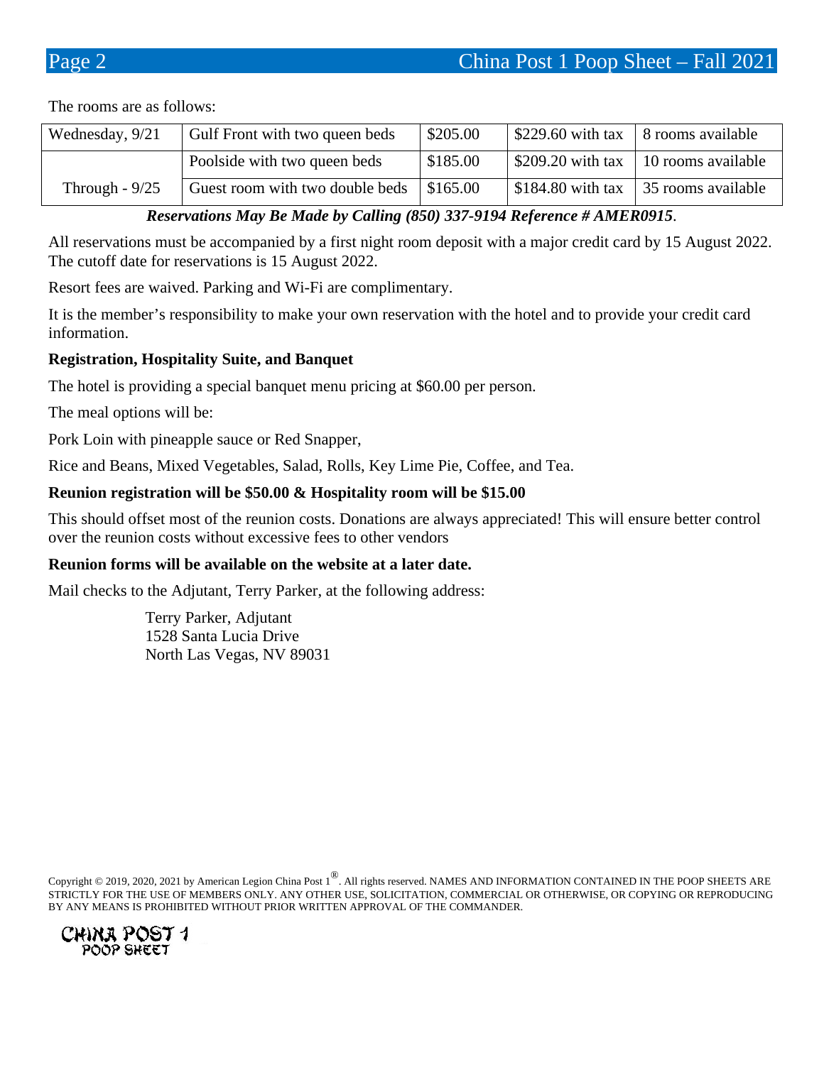The rooms are as follows:

| | | | | |
|---|---|---|---|---|
| Wednesday, 9/21 | Gulf Front with two queen beds | $205.00 | $229.60 with tax | 8 rooms available |
| | Poolside with two queen beds | $185.00 | $209.20 with tax | 10 rooms available |
| Through - 9/25 | Guest room with two double beds | $165.00 | $184.80 with tax | 35 rooms available |

***Reservations May Be Made by Calling (850) 337-9194 Reference # AMER0915*.**

All reservations must be accompanied by a first night room deposit with a major credit card by 15 August 2022. The cutoff date for reservations is 15 August 2022.

Resort fees are waived. Parking and Wi-Fi are complimentary.

It is the member's responsibility to make your own reservation with the hotel and to provide your credit card information.

**Registration, Hospitality Suite, and Banquet**

The hotel is providing a special banquet menu pricing at $60.00 per person.

The meal options will be:

Pork Loin with pineapple sauce or Red Snapper,

Rice and Beans, Mixed Vegetables, Salad, Rolls, Key Lime Pie, Coffee, and Tea.

**Reunion registration will be $50.00 & Hospitality room will be $15.00**

This should offset most of the reunion costs. Donations are always appreciated! This will ensure better control over the reunion costs without excessive fees to other vendors

**Reunion forms will be available on the website at a later date.**

Mail checks to the Adjutant, Terry Parker, at the following address:

Terry Parker, Adjutant
1528 Santa Lucia Drive
North Las Vegas, NV 89031

Copyright © 2019, 2020, 2021 by American Legion China Post 1®. All rights reserved. NAMES AND INFORMATION CONTAINED IN THE POOP SHEETS ARE STRICTLY FOR THE USE OF MEMBERS ONLY. ANY OTHER USE, SOLICITATION, COMMERCIAL OR OTHERWISE, OR COPYING OR REPRODUCING BY ANY MEANS IS PROHIBITED WITHOUT PRIOR WRITTEN APPROVAL OF THE COMMANDER.

CHINA POST 1
POOP SHEET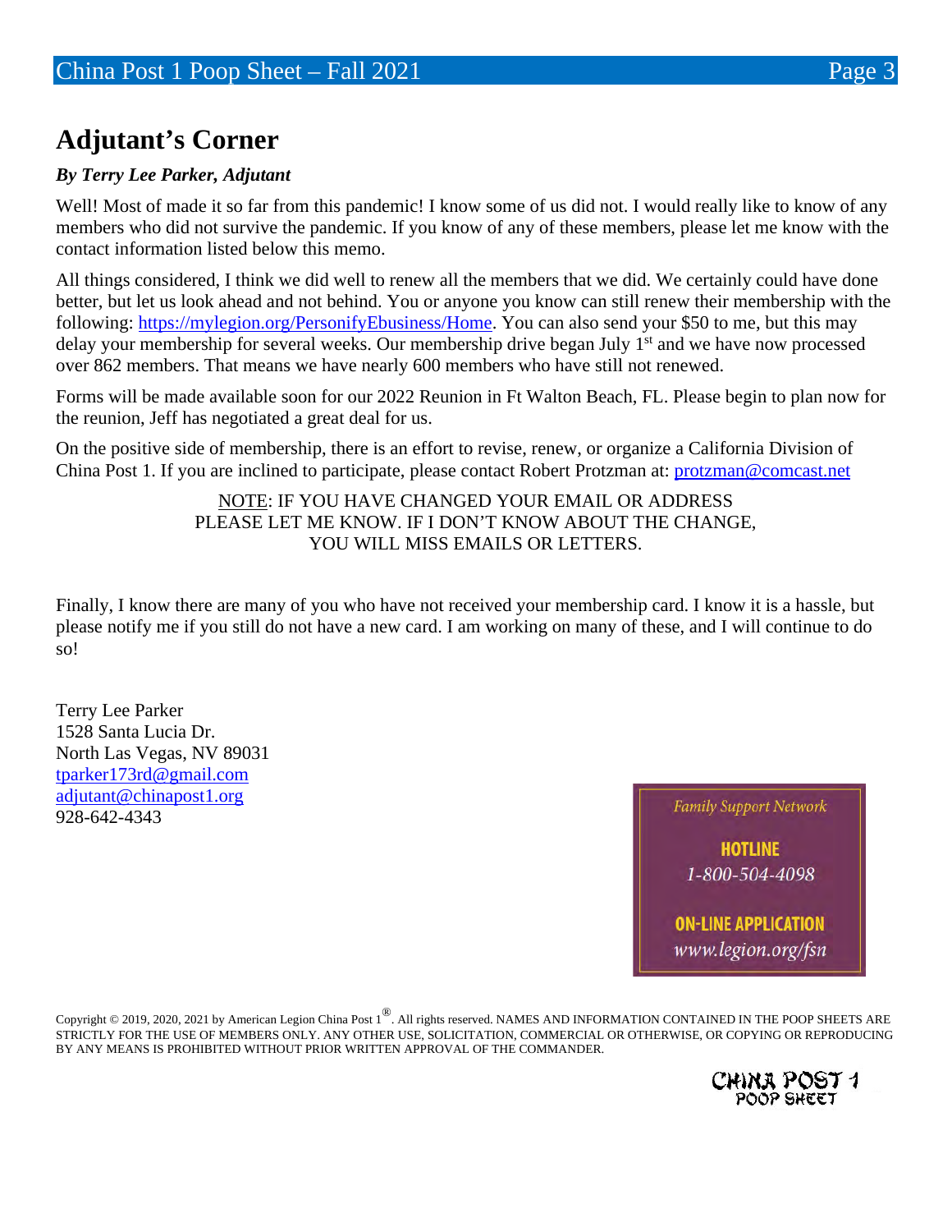# Adjutant's Corner

***By Terry Lee Parker, Adjutant***

Well! Most of made it so far from this pandemic! I know some of us did not. I would really like to know of any members who did not survive the pandemic. If you know of any of these members, please let me know with the contact information listed below this memo.

All things considered, I think we did well to renew all the members that we did. We certainly could have done better, but let us look ahead and not behind. You or anyone you know can still renew their membership with the following: https://mylegion.org/PersonifyEbusiness/Home. You can also send your $50 to me, but this may delay your membership for several weeks. Our membership drive began July 1st and we have now processed over 862 members. That means we have nearly 600 members who have still not renewed.

Forms will be made available soon for our 2022 Reunion in Ft Walton Beach, FL. Please begin to plan now for the reunion, Jeff has negotiated a great deal for us.

On the positive side of membership, there is an effort to revise, renew, or organize a California Division of China Post 1. If you are inclined to participate, please contact Robert Protzman at: protzman@comcast.net

NOTE: IF YOU HAVE CHANGED YOUR EMAIL OR ADDRESS PLEASE LET ME KNOW. IF I DON'T KNOW ABOUT THE CHANGE, YOU WILL MISS EMAILS OR LETTERS.

Finally, I know there are many of you who have not received your membership card. I know it is a hassle, but please notify me if you still do not have a new card. I am working on many of these, and I will continue to do so!

Terry Lee Parker
1528 Santa Lucia Dr.
North Las Vegas, NV 89031
tparker173rd@gmail.com
adjutant@chinapost1.org
928-642-4343

*Family Support Network*

**HOTLINE**
*1-800-504-4098*

**ON-LINE APPLICATION**
*www.legion.org/fsn*

Copyright © 2019, 2020, 2021 by American Legion China Post 1®. All rights reserved. NAMES AND INFORMATION CONTAINED IN THE POOP SHEETS ARE STRICTLY FOR THE USE OF MEMBERS ONLY. ANY OTHER USE, SOLICITATION, COMMERCIAL OR OTHERWISE, OR COPYING OR REPRODUCING BY ANY MEANS IS PROHIBITED WITHOUT PRIOR WRITTEN APPROVAL OF THE COMMANDER.

CHINA POST 1
POOP SHEET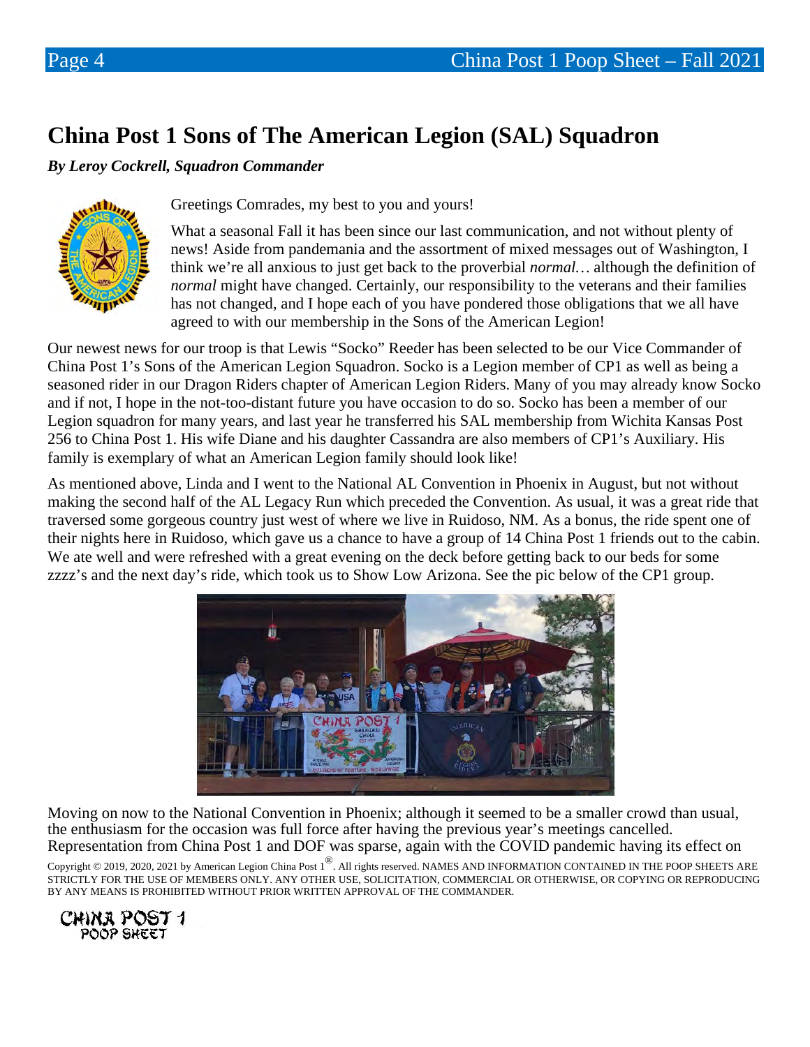# China Post 1 Sons of The American Legion (SAL) Squadron

***By Leroy Cockrell, Squadron Commander***

Greetings Comrades, my best to you and yours!

What a seasonal Fall it has been since our last communication, and not without plenty of news! Aside from pandemania and the assortment of mixed messages out of Washington, I think we're all anxious to just get back to the proverbial *normal…* although the definition of *normal* might have changed. Certainly, our responsibility to the veterans and their families has not changed, and I hope each of you have pondered those obligations that we all have agreed to with our membership in the Sons of the American Legion!

Our newest news for our troop is that Lewis "Socko" Reeder has been selected to be our Vice Commander of China Post 1's Sons of the American Legion Squadron. Socko is a Legion member of CP1 as well as being a seasoned rider in our Dragon Riders chapter of American Legion Riders. Many of you may already know Socko and if not, I hope in the not-too-distant future you have occasion to do so. Socko has been a member of our Legion squadron for many years, and last year he transferred his SAL membership from Wichita Kansas Post 256 to China Post 1. His wife Diane and his daughter Cassandra are also members of CP1's Auxiliary. His family is exemplary of what an American Legion family should look like!

As mentioned above, Linda and I went to the National AL Convention in Phoenix in August, but not without making the second half of the AL Legacy Run which preceded the Convention. As usual, it was a great ride that traversed some gorgeous country just west of where we live in Ruidoso, NM. As a bonus, the ride spent one of their nights here in Ruidoso, which gave us a chance to have a group of 14 China Post 1 friends out to the cabin. We ate well and were refreshed with a great evening on the deck before getting back to our beds for some zzzz's and the next day's ride, which took us to Show Low Arizona. See the pic below of the CP1 group.

Moving on now to the National Convention in Phoenix; although it seemed to be a smaller crowd than usual, the enthusiasm for the occasion was full force after having the previous year's meetings cancelled. Representation from China Post 1 and DOF was sparse, again with the COVID pandemic having its effect on

Copyright © 2019, 2020, 2021 by American Legion China Post 1®. All rights reserved. NAMES AND INFORMATION CONTAINED IN THE POOP SHEETS ARE STRICTLY FOR THE USE OF MEMBERS ONLY. ANY OTHER USE, SOLICITATION, COMMERCIAL OR OTHERWISE, OR COPYING OR REPRODUCING BY ANY MEANS IS PROHIBITED WITHOUT PRIOR WRITTEN APPROVAL OF THE COMMANDER.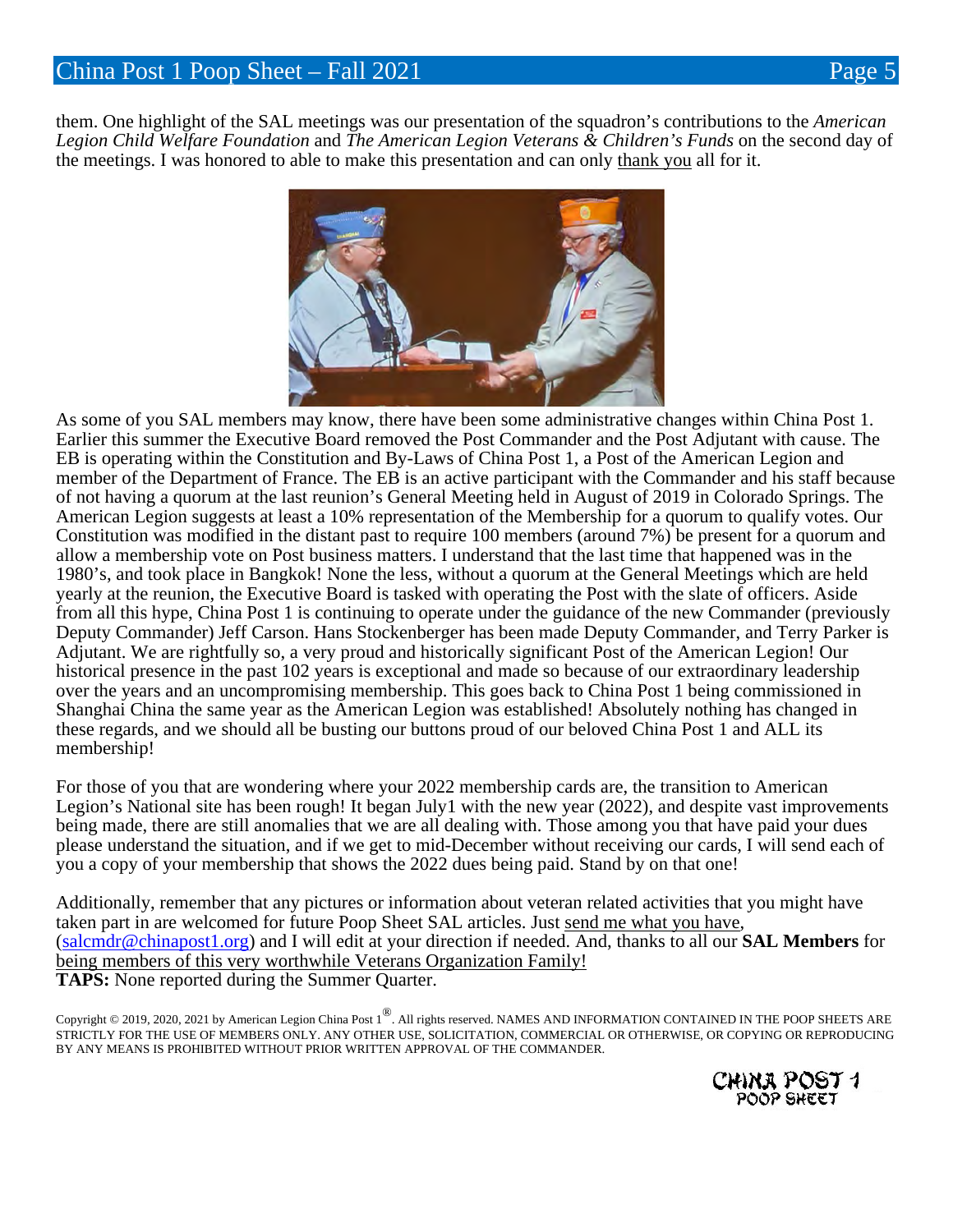them. One highlight of the SAL meetings was our presentation of the squadron's contributions to the *American Legion Child Welfare Foundation* and *The American Legion Veterans & Children's Funds* on the second day of the meetings. I was honored to able to make this presentation and can only thank you all for it.

As some of you SAL members may know, there have been some administrative changes within China Post 1. Earlier this summer the Executive Board removed the Post Commander and the Post Adjutant with cause. The EB is operating within the Constitution and By-Laws of China Post 1, a Post of the American Legion and member of the Department of France. The EB is an active participant with the Commander and his staff because of not having a quorum at the last reunion's General Meeting held in August of 2019 in Colorado Springs. The American Legion suggests at least a 10% representation of the Membership for a quorum to qualify votes. Our Constitution was modified in the distant past to require 100 members (around 7%) be present for a quorum and allow a membership vote on Post business matters. I understand that the last time that happened was in the 1980's, and took place in Bangkok! None the less, without a quorum at the General Meetings which are held yearly at the reunion, the Executive Board is tasked with operating the Post with the slate of officers. Aside from all this hype, China Post 1 is continuing to operate under the guidance of the new Commander (previously Deputy Commander) Jeff Carson. Hans Stockenberger has been made Deputy Commander, and Terry Parker is Adjutant. We are rightfully so, a very proud and historically significant Post of the American Legion! Our historical presence in the past 102 years is exceptional and made so because of our extraordinary leadership over the years and an uncompromising membership. This goes back to China Post 1 being commissioned in Shanghai China the same year as the American Legion was established! Absolutely nothing has changed in these regards, and we should all be busting our buttons proud of our beloved China Post 1 and ALL its membership!

For those of you that are wondering where your 2022 membership cards are, the transition to American Legion's National site has been rough! It began July1 with the new year (2022), and despite vast improvements being made, there are still anomalies that we are all dealing with. Those among you that have paid your dues please understand the situation, and if we get to mid-December without receiving our cards, I will send each of you a copy of your membership that shows the 2022 dues being paid. Stand by on that one!

Additionally, remember that any pictures or information about veteran related activities that you might have taken part in are welcomed for future Poop Sheet SAL articles. Just send me what you have, (salcmdr@chinapost1.org) and I will edit at your direction if needed. And, thanks to all our **SAL Members** for being members of this very worthwhile Veterans Organization Family!

**TAPS:** None reported during the Summer Quarter.

Copyright © 2019, 2020, 2021 by American Legion China Post 1®. All rights reserved. NAMES AND INFORMATION CONTAINED IN THE POOP SHEETS ARE STRICTLY FOR THE USE OF MEMBERS ONLY. ANY OTHER USE, SOLICITATION, COMMERCIAL OR OTHERWISE, OR COPYING OR REPRODUCING BY ANY MEANS IS PROHIBITED WITHOUT PRIOR WRITTEN APPROVAL OF THE COMMANDER.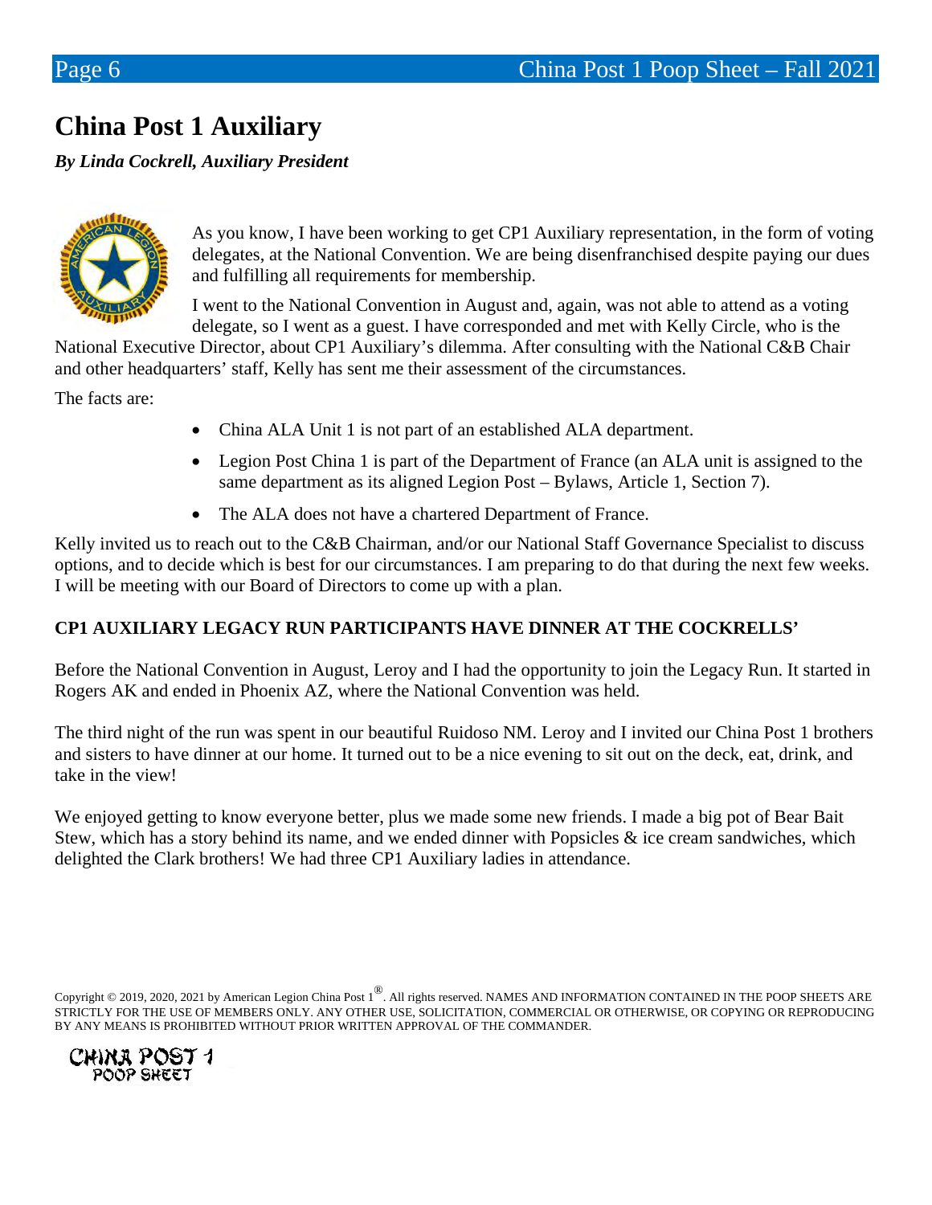# China Post 1 Auxiliary

***By Linda Cockrell, Auxiliary President***

As you know, I have been working to get CP1 Auxiliary representation, in the form of voting delegates, at the National Convention. We are being disenfranchised despite paying our dues and fulfilling all requirements for membership.

I went to the National Convention in August and, again, was not able to attend as a voting delegate, so I went as a guest. I have corresponded and met with Kelly Circle, who is the National Executive Director, about CP1 Auxiliary's dilemma. After consulting with the National C&B Chair and other headquarters' staff, Kelly has sent me their assessment of the circumstances.

The facts are:

- China ALA Unit 1 is not part of an established ALA department.
- Legion Post China 1 is part of the Department of France (an ALA unit is assigned to the same department as its aligned Legion Post – Bylaws, Article 1, Section 7).
- The ALA does not have a chartered Department of France.

Kelly invited us to reach out to the C&B Chairman, and/or our National Staff Governance Specialist to discuss options, and to decide which is best for our circumstances. I am preparing to do that during the next few weeks. I will be meeting with our Board of Directors to come up with a plan.

**CP1 AUXILIARY LEGACY RUN PARTICIPANTS HAVE DINNER AT THE COCKRELLS'**

Before the National Convention in August, Leroy and I had the opportunity to join the Legacy Run. It started in Rogers AK and ended in Phoenix AZ, where the National Convention was held.

The third night of the run was spent in our beautiful Ruidoso NM. Leroy and I invited our China Post 1 brothers and sisters to have dinner at our home. It turned out to be a nice evening to sit out on the deck, eat, drink, and take in the view!

We enjoyed getting to know everyone better, plus we made some new friends. I made a big pot of Bear Bait Stew, which has a story behind its name, and we ended dinner with Popsicles & ice cream sandwiches, which delighted the Clark brothers! We had three CP1 Auxiliary ladies in attendance.

Copyright © 2019, 2020, 2021 by American Legion China Post 1®. All rights reserved. NAMES AND INFORMATION CONTAINED IN THE POOP SHEETS ARE STRICTLY FOR THE USE OF MEMBERS ONLY. ANY OTHER USE, SOLICITATION, COMMERCIAL OR OTHERWISE, OR COPYING OR REPRODUCING BY ANY MEANS IS PROHIBITED WITHOUT PRIOR WRITTEN APPROVAL OF THE COMMANDER.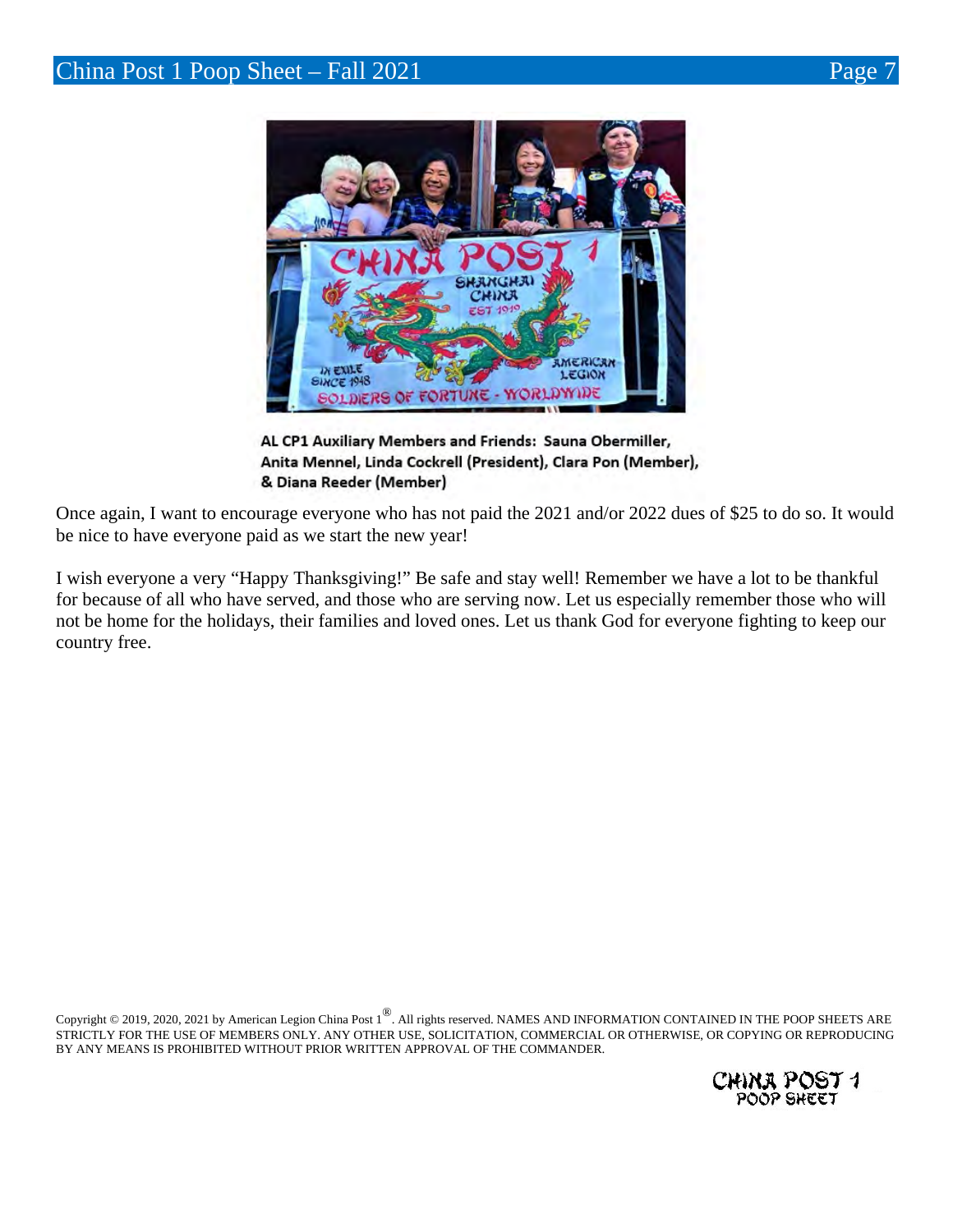**AL CP1 Auxiliary Members and Friends: Sauna Obermiller, Anita Mennel, Linda Cockrell (President), Clara Pon (Member), & Diana Reeder (Member)**

Once again, I want to encourage everyone who has not paid the 2021 and/or 2022 dues of $25 to do so. It would be nice to have everyone paid as we start the new year!

I wish everyone a very "Happy Thanksgiving!" Be safe and stay well! Remember we have a lot to be thankful for because of all who have served, and those who are serving now. Let us especially remember those who will not be home for the holidays, their families and loved ones. Let us thank God for everyone fighting to keep our country free.

Copyright © 2019, 2020, 2021 by American Legion China Post 1®. All rights reserved. NAMES AND INFORMATION CONTAINED IN THE POOP SHEETS ARE STRICTLY FOR THE USE OF MEMBERS ONLY. ANY OTHER USE, SOLICITATION, COMMERCIAL OR OTHERWISE, OR COPYING OR REPRODUCING BY ANY MEANS IS PROHIBITED WITHOUT PRIOR WRITTEN APPROVAL OF THE COMMANDER.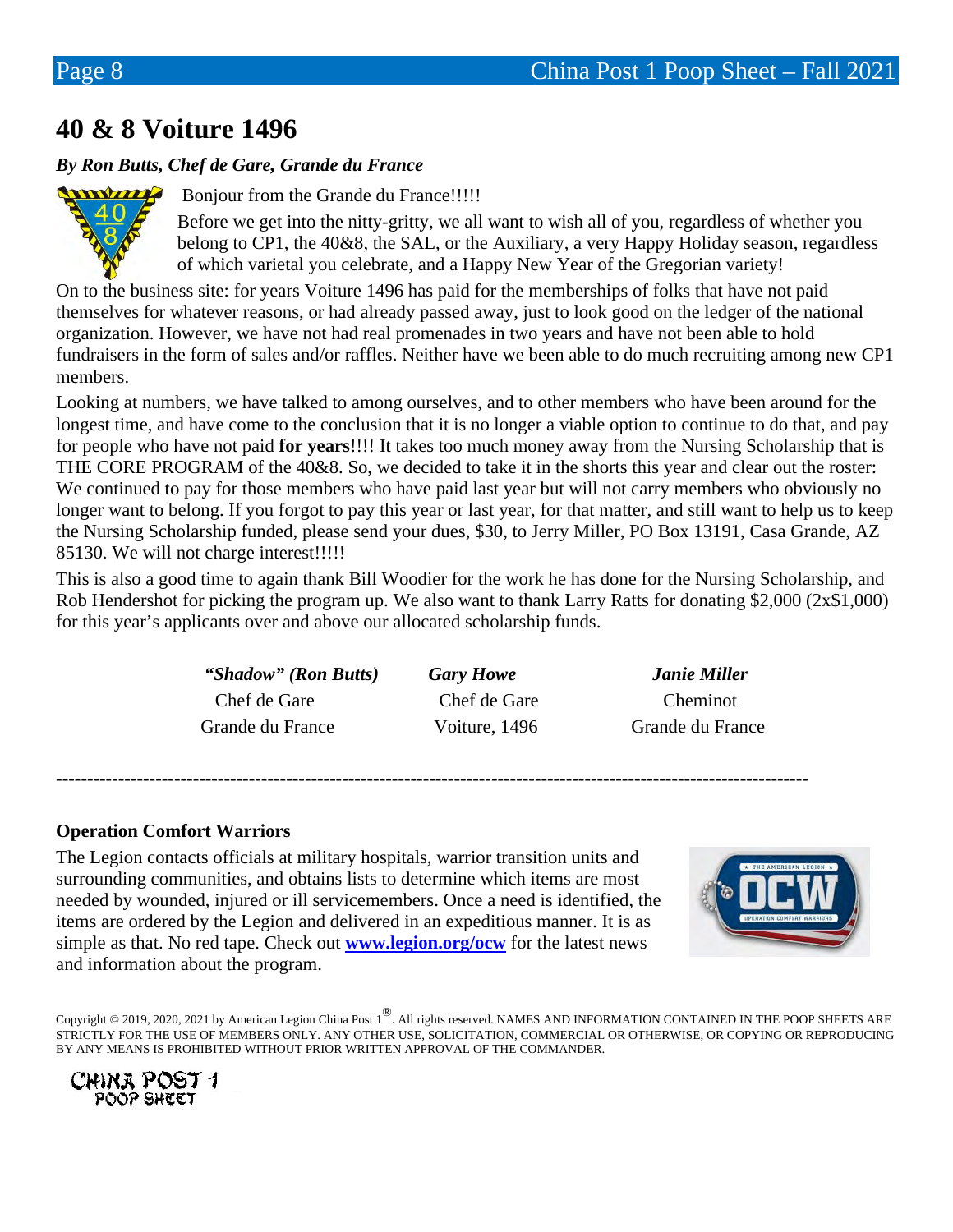# 40 & 8 Voiture 1496

***By Ron Butts, Chef de Gare, Grande du France***

Bonjour from the Grande du France!!!!!

Before we get into the nitty-gritty, we all want to wish all of you, regardless of whether you belong to CP1, the 40&8, the SAL, or the Auxiliary, a very Happy Holiday season, regardless of which varietal you celebrate, and a Happy New Year of the Gregorian variety!

On to the business site: for years Voiture 1496 has paid for the memberships of folks that have not paid themselves for whatever reasons, or had already passed away, just to look good on the ledger of the national organization. However, we have not had real promenades in two years and have not been able to hold fundraisers in the form of sales and/or raffles. Neither have we been able to do much recruiting among new CP1 members.

Looking at numbers, we have talked to among ourselves, and to other members who have been around for the longest time, and have come to the conclusion that it is no longer a viable option to continue to do that, and pay for people who have not paid **for years**!!!! It takes too much money away from the Nursing Scholarship that is THE CORE PROGRAM of the 40&8. So, we decided to take it in the shorts this year and clear out the roster: We continued to pay for those members who have paid last year but will not carry members who obviously no longer want to belong. If you forgot to pay this year or last year, for that matter, and still want to help us to keep the Nursing Scholarship funded, please send your dues, $30, to Jerry Miller, PO Box 13191, Casa Grande, AZ 85130. We will not charge interest!!!!!

This is also a good time to again thank Bill Woodier for the work he has done for the Nursing Scholarship, and Rob Hendershot for picking the program up. We also want to thank Larry Ratts for donating $2,000 (2x$1,000) for this year's applicants over and above our allocated scholarship funds.

| ***"Shadow" (Ron Butts)*** | ***Gary Howe*** | ***Janie Miller*** |
|---|---|---|
| Chef de Gare | Chef de Gare | Cheminot |
| Grande du France | Voiture, 1496 | Grande du France |

---

**Operation Comfort Warriors**

The Legion contacts officials at military hospitals, warrior transition units and surrounding communities, and obtains lists to determine which items are most needed by wounded, injured or ill servicemembers. Once a need is identified, the items are ordered by the Legion and delivered in an expeditious manner. It is as simple as that. No red tape. Check out **www.legion.org/ocw** for the latest news and information about the program.

Copyright © 2019, 2020, 2021 by American Legion China Post 1®. All rights reserved. NAMES AND INFORMATION CONTAINED IN THE POOP SHEETS ARE STRICTLY FOR THE USE OF MEMBERS ONLY. ANY OTHER USE, SOLICITATION, COMMERCIAL OR OTHERWISE, OR COPYING OR REPRODUCING BY ANY MEANS IS PROHIBITED WITHOUT PRIOR WRITTEN APPROVAL OF THE COMMANDER.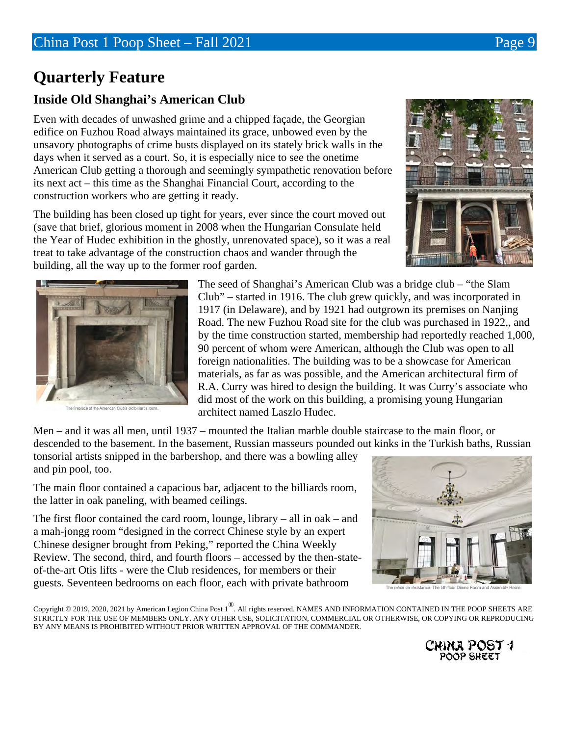# Quarterly Feature

## Inside Old Shanghai's American Club

Even with decades of unwashed grime and a chipped façade, the Georgian edifice on Fuzhou Road always maintained its grace, unbowed even by the unsavory photographs of crime busts displayed on its stately brick walls in the days when it served as a court. So, it is especially nice to see the onetime American Club getting a thorough and seemingly sympathetic renovation before its next act – this time as the Shanghai Financial Court, according to the construction workers who are getting it ready.

The building has been closed up tight for years, ever since the court moved out (save that brief, glorious moment in 2008 when the Hungarian Consulate held the Year of Hudec exhibition in the ghostly, unrenovated space), so it was a real treat to take advantage of the construction chaos and wander through the building, all the way up to the former roof garden.

The fireplace of the American Club's old billiards room.

The seed of Shanghai's American Club was a bridge club – "the Slam Club" – started in 1916. The club grew quickly, and was incorporated in 1917 (in Delaware), and by 1921 had outgrown its premises on Nanjing Road. The new Fuzhou Road site for the club was purchased in 1922,, and by the time construction started, membership had reportedly reached 1,000, 90 percent of whom were American, although the Club was open to all foreign nationalities. The building was to be a showcase for American materials, as far as was possible, and the American architectural firm of R.A. Curry was hired to design the building. It was Curry's associate who did most of the work on this building, a promising young Hungarian architect named Laszlo Hudec.

Men – and it was all men, until 1937 – mounted the Italian marble double staircase to the main floor, or descended to the basement. In the basement, Russian masseurs pounded out kinks in the Turkish baths, Russian tonsorial artists snipped in the barbershop, and there was a bowling alley and pin pool, too.

The main floor contained a capacious bar, adjacent to the billiards room, the latter in oak paneling, with beamed ceilings.

The first floor contained the card room, lounge, library – all in oak – and a mah-jongg room "designed in the correct Chinese style by an expert Chinese designer brought from Peking," reported the China Weekly Review. The second, third, and fourth floors – accessed by the then-state-of-the-art Otis lifts - were the Club residences, for members or their guests. Seventeen bedrooms on each floor, each with private bathroom

The pièce de résistance: The 5th floor Dining Room and Assembly Room.

Copyright © 2019, 2020, 2021 by American Legion China Post 1®. All rights reserved. NAMES AND INFORMATION CONTAINED IN THE POOP SHEETS ARE STRICTLY FOR THE USE OF MEMBERS ONLY. ANY OTHER USE, SOLICITATION, COMMERCIAL OR OTHERWISE, OR COPYING OR REPRODUCING BY ANY MEANS IS PROHIBITED WITHOUT PRIOR WRITTEN APPROVAL OF THE COMMANDER.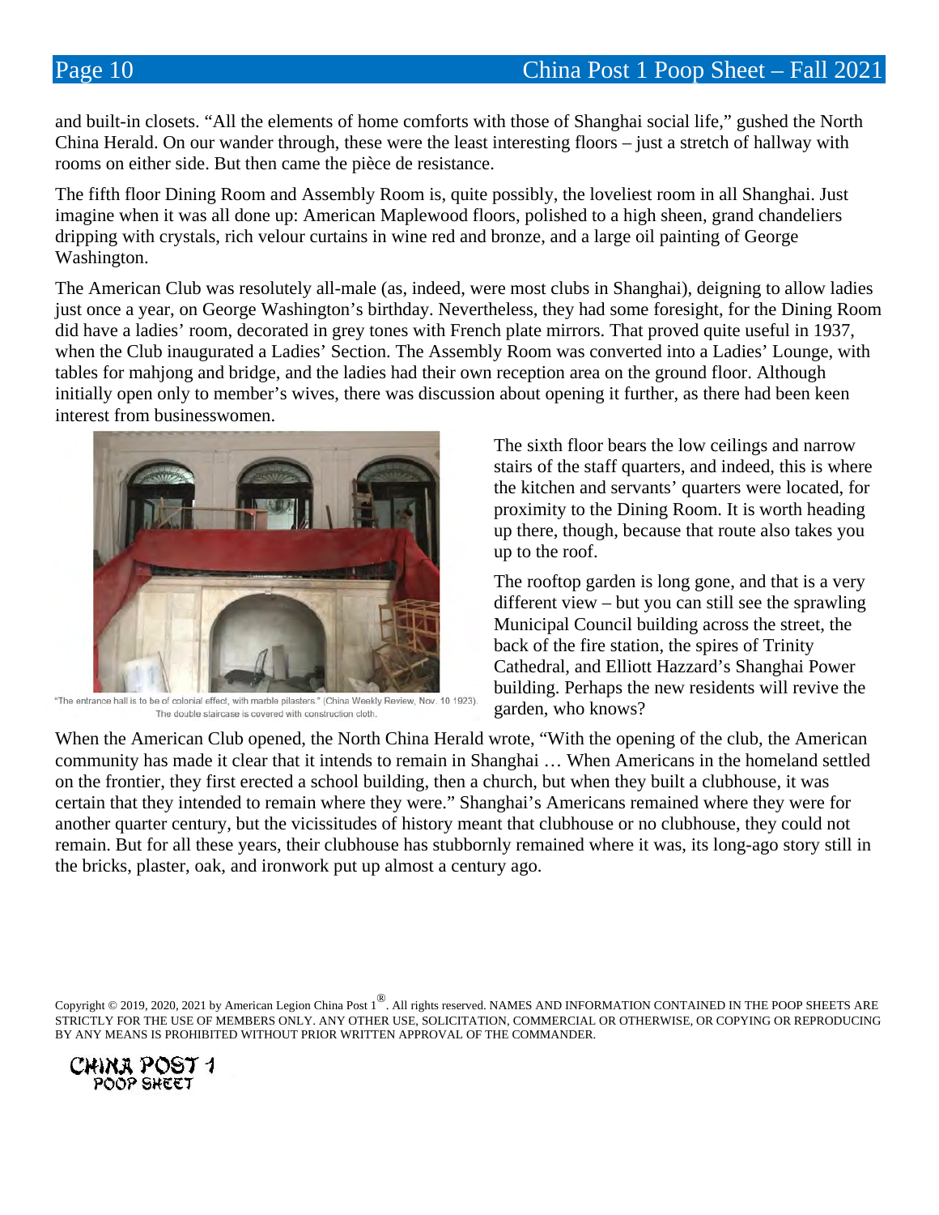and built-in closets. "All the elements of home comforts with those of Shanghai social life," gushed the North China Herald. On our wander through, these were the least interesting floors – just a stretch of hallway with rooms on either side. But then came the pièce de resistance.

The fifth floor Dining Room and Assembly Room is, quite possibly, the loveliest room in all Shanghai. Just imagine when it was all done up: American Maplewood floors, polished to a high sheen, grand chandeliers dripping with crystals, rich velour curtains in wine red and bronze, and a large oil painting of George Washington.

The American Club was resolutely all-male (as, indeed, were most clubs in Shanghai), deigning to allow ladies just once a year, on George Washington's birthday. Nevertheless, they had some foresight, for the Dining Room did have a ladies' room, decorated in grey tones with French plate mirrors. That proved quite useful in 1937, when the Club inaugurated a Ladies' Section. The Assembly Room was converted into a Ladies' Lounge, with tables for mahjong and bridge, and the ladies had their own reception area on the ground floor. Although initially open only to member's wives, there was discussion about opening it further, as there had been keen interest from businesswomen.

"The entrance hall is to be of colonial effect, with marble pilasters." (China Weekly Review, Nov. 10 1923). The double staircase is covered with construction cloth.

The sixth floor bears the low ceilings and narrow stairs of the staff quarters, and indeed, this is where the kitchen and servants' quarters were located, for proximity to the Dining Room. It is worth heading up there, though, because that route also takes you up to the roof.

The rooftop garden is long gone, and that is a very different view – but you can still see the sprawling Municipal Council building across the street, the back of the fire station, the spires of Trinity Cathedral, and Elliott Hazzard's Shanghai Power building. Perhaps the new residents will revive the garden, who knows?

When the American Club opened, the North China Herald wrote, "With the opening of the club, the American community has made it clear that it intends to remain in Shanghai … When Americans in the homeland settled on the frontier, they first erected a school building, then a church, but when they built a clubhouse, it was certain that they intended to remain where they were." Shanghai's Americans remained where they were for another quarter century, but the vicissitudes of history meant that clubhouse or no clubhouse, they could not remain. But for all these years, their clubhouse has stubbornly remained where it was, its long-ago story still in the bricks, plaster, oak, and ironwork put up almost a century ago.

Copyright © 2019, 2020, 2021 by American Legion China Post 1®. All rights reserved. NAMES AND INFORMATION CONTAINED IN THE POOP SHEETS ARE STRICTLY FOR THE USE OF MEMBERS ONLY. ANY OTHER USE, SOLICITATION, COMMERCIAL OR OTHERWISE, OR COPYING OR REPRODUCING BY ANY MEANS IS PROHIBITED WITHOUT PRIOR WRITTEN APPROVAL OF THE COMMANDER.

CHINA POST 1
POOP SHEET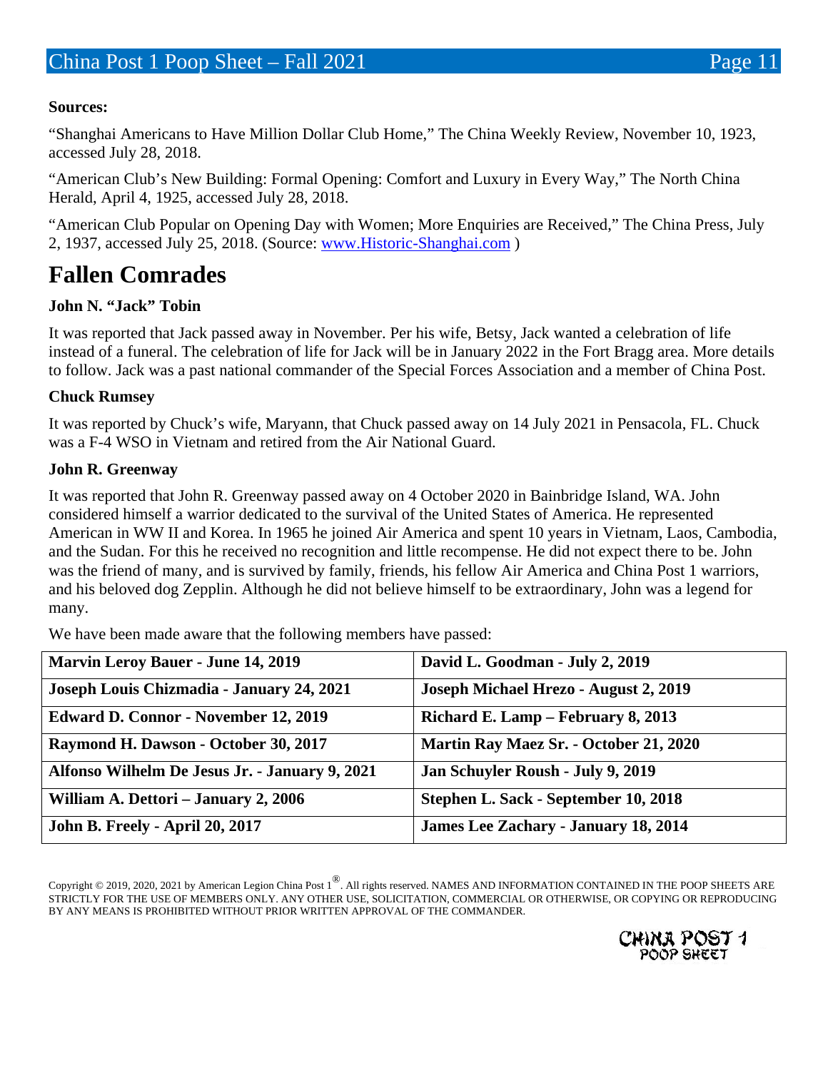**Sources:**

"Shanghai Americans to Have Million Dollar Club Home," The China Weekly Review, November 10, 1923, accessed July 28, 2018.

"American Club's New Building: Formal Opening: Comfort and Luxury in Every Way," The North China Herald, April 4, 1925, accessed July 28, 2018.

"American Club Popular on Opening Day with Women; More Enquiries are Received," The China Press, July 2, 1937, accessed July 25, 2018. (Source: www.Historic-Shanghai.com )

# Fallen Comrades

**John N. "Jack" Tobin**

It was reported that Jack passed away in November. Per his wife, Betsy, Jack wanted a celebration of life instead of a funeral. The celebration of life for Jack will be in January 2022 in the Fort Bragg area. More details to follow. Jack was a past national commander of the Special Forces Association and a member of China Post.

**Chuck Rumsey**

It was reported by Chuck's wife, Maryann, that Chuck passed away on 14 July 2021 in Pensacola, FL. Chuck was a F-4 WSO in Vietnam and retired from the Air National Guard.

**John R. Greenway**

It was reported that John R. Greenway passed away on 4 October 2020 in Bainbridge Island, WA. John considered himself a warrior dedicated to the survival of the United States of America. He represented American in WW II and Korea. In 1965 he joined Air America and spent 10 years in Vietnam, Laos, Cambodia, and the Sudan. For this he received no recognition and little recompense. He did not expect there to be. John was the friend of many, and is survived by family, friends, his fellow Air America and China Post 1 warriors, and his beloved dog Zepplin. Although he did not believe himself to be extraordinary, John was a legend for many.

We have been made aware that the following members have passed:

| | |
|---|---|
| **Marvin Leroy Bauer - June 14, 2019** | **David L. Goodman - July 2, 2019** |
| **Joseph Louis Chizmadia - January 24, 2021** | **Joseph Michael Hrezo - August 2, 2019** |
| **Edward D. Connor - November 12, 2019** | **Richard E. Lamp – February 8, 2013** |
| **Raymond H. Dawson - October 30, 2017** | **Martin Ray Maez Sr. - October 21, 2020** |
| **Alfonso Wilhelm De Jesus Jr. - January 9, 2021** | **Jan Schuyler Roush - July 9, 2019** |
| **William A. Dettori – January 2, 2006** | **Stephen L. Sack - September 10, 2018** |
| **John B. Freely - April 20, 2017** | **James Lee Zachary - January 18, 2014** |

Copyright © 2019, 2020, 2021 by American Legion China Post 1®. All rights reserved. NAMES AND INFORMATION CONTAINED IN THE POOP SHEETS ARE STRICTLY FOR THE USE OF MEMBERS ONLY. ANY OTHER USE, SOLICITATION, COMMERCIAL OR OTHERWISE, OR COPYING OR REPRODUCING BY ANY MEANS IS PROHIBITED WITHOUT PRIOR WRITTEN APPROVAL OF THE COMMANDER.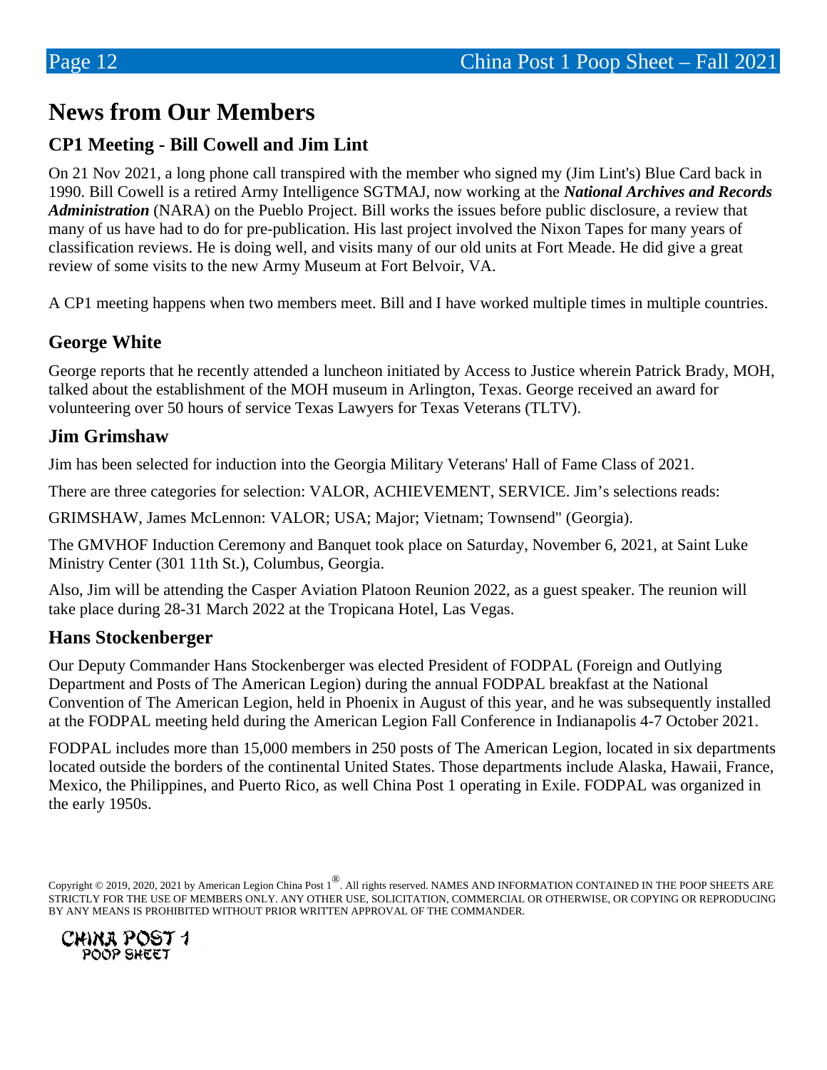# News from Our Members

## CP1 Meeting - Bill Cowell and Jim Lint

On 21 Nov 2021, a long phone call transpired with the member who signed my (Jim Lint's) Blue Card back in 1990. Bill Cowell is a retired Army Intelligence SGTMAJ, now working at the ***National Archives and Records Administration*** (NARA) on the Pueblo Project. Bill works the issues before public disclosure, a review that many of us have had to do for pre-publication. His last project involved the Nixon Tapes for many years of classification reviews. He is doing well, and visits many of our old units at Fort Meade. He did give a great review of some visits to the new Army Museum at Fort Belvoir, VA.

A CP1 meeting happens when two members meet. Bill and I have worked multiple times in multiple countries.

## George White

George reports that he recently attended a luncheon initiated by Access to Justice wherein Patrick Brady, MOH, talked about the establishment of the MOH museum in Arlington, Texas. George received an award for volunteering over 50 hours of service Texas Lawyers for Texas Veterans (TLTV).

## Jim Grimshaw

Jim has been selected for induction into the Georgia Military Veterans' Hall of Fame Class of 2021.

There are three categories for selection: VALOR, ACHIEVEMENT, SERVICE. Jim's selections reads:

GRIMSHAW, James McLennon: VALOR; USA; Major; Vietnam; Townsend" (Georgia).

The GMVHOF Induction Ceremony and Banquet took place on Saturday, November 6, 2021, at Saint Luke Ministry Center (301 11th St.), Columbus, Georgia.

Also, Jim will be attending the Casper Aviation Platoon Reunion 2022, as a guest speaker. The reunion will take place during 28-31 March 2022 at the Tropicana Hotel, Las Vegas.

## Hans Stockenberger

Our Deputy Commander Hans Stockenberger was elected President of FODPAL (Foreign and Outlying Department and Posts of The American Legion) during the annual FODPAL breakfast at the National Convention of The American Legion, held in Phoenix in August of this year, and he was subsequently installed at the FODPAL meeting held during the American Legion Fall Conference in Indianapolis 4-7 October 2021.

FODPAL includes more than 15,000 members in 250 posts of The American Legion, located in six departments located outside the borders of the continental United States. Those departments include Alaska, Hawaii, France, Mexico, the Philippines, and Puerto Rico, as well China Post 1 operating in Exile. FODPAL was organized in the early 1950s.

Copyright © 2019, 2020, 2021 by American Legion China Post 1®. All rights reserved. NAMES AND INFORMATION CONTAINED IN THE POOP SHEETS ARE STRICTLY FOR THE USE OF MEMBERS ONLY. ANY OTHER USE, SOLICITATION, COMMERCIAL OR OTHERWISE, OR COPYING OR REPRODUCING BY ANY MEANS IS PROHIBITED WITHOUT PRIOR WRITTEN APPROVAL OF THE COMMANDER.

CHINA POST 1
POOP SHEET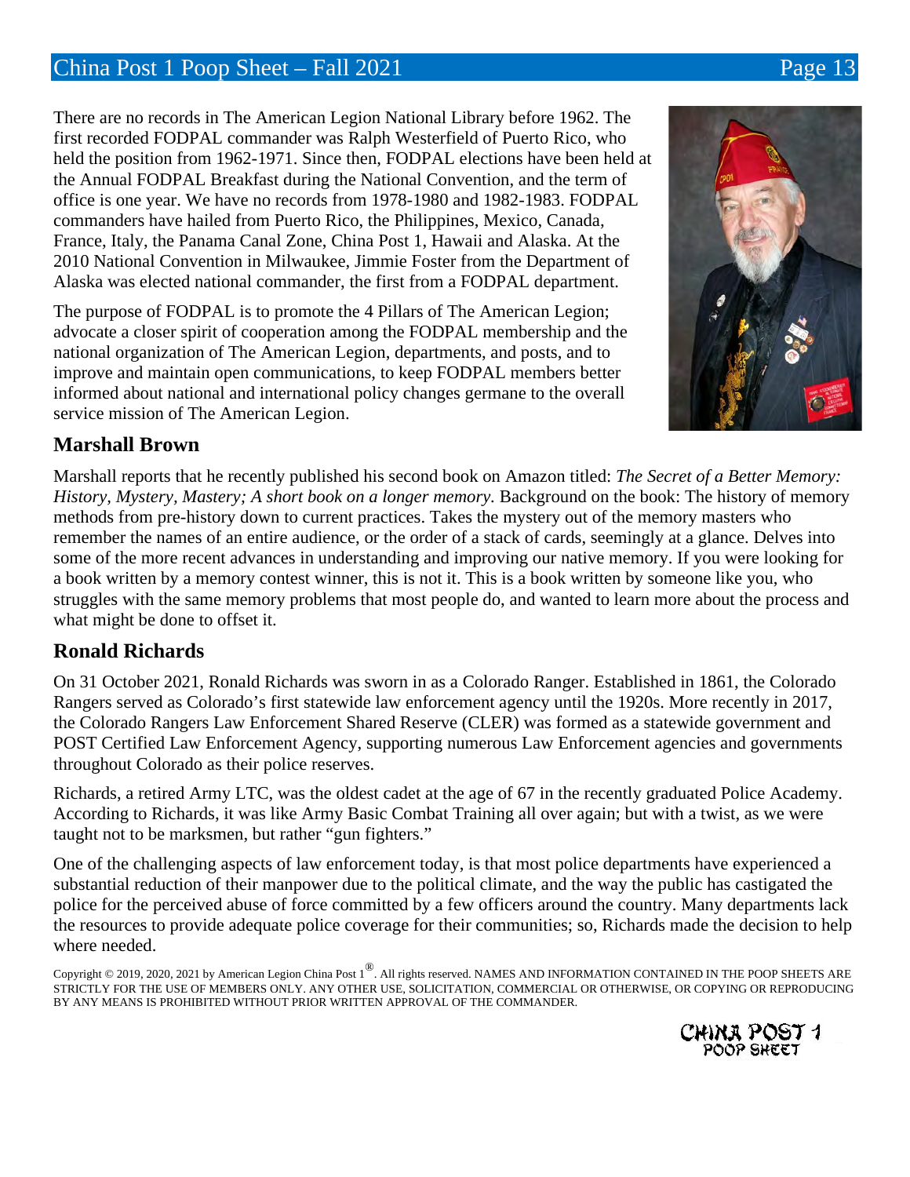There are no records in The American Legion National Library before 1962. The first recorded FODPAL commander was Ralph Westerfield of Puerto Rico, who held the position from 1962-1971. Since then, FODPAL elections have been held at the Annual FODPAL Breakfast during the National Convention, and the term of office is one year. We have no records from 1978-1980 and 1982-1983. FODPAL commanders have hailed from Puerto Rico, the Philippines, Mexico, Canada, France, Italy, the Panama Canal Zone, China Post 1, Hawaii and Alaska. At the 2010 National Convention in Milwaukee, Jimmie Foster from the Department of Alaska was elected national commander, the first from a FODPAL department.

The purpose of FODPAL is to promote the 4 Pillars of The American Legion; advocate a closer spirit of cooperation among the FODPAL membership and the national organization of The American Legion, departments, and posts, and to improve and maintain open communications, to keep FODPAL members better informed about national and international policy changes germane to the overall service mission of The American Legion.

## Marshall Brown

Marshall reports that he recently published his second book on Amazon titled: *The Secret of a Better Memory: History, Mystery, Mastery; A short book on a longer memory*. Background on the book: The history of memory methods from pre-history down to current practices. Takes the mystery out of the memory masters who remember the names of an entire audience, or the order of a stack of cards, seemingly at a glance. Delves into some of the more recent advances in understanding and improving our native memory. If you were looking for a book written by a memory contest winner, this is not it. This is a book written by someone like you, who struggles with the same memory problems that most people do, and wanted to learn more about the process and what might be done to offset it.

## Ronald Richards

On 31 October 2021, Ronald Richards was sworn in as a Colorado Ranger. Established in 1861, the Colorado Rangers served as Colorado's first statewide law enforcement agency until the 1920s. More recently in 2017, the Colorado Rangers Law Enforcement Shared Reserve (CLER) was formed as a statewide government and POST Certified Law Enforcement Agency, supporting numerous Law Enforcement agencies and governments throughout Colorado as their police reserves.

Richards, a retired Army LTC, was the oldest cadet at the age of 67 in the recently graduated Police Academy. According to Richards, it was like Army Basic Combat Training all over again; but with a twist, as we were taught not to be marksmen, but rather "gun fighters."

One of the challenging aspects of law enforcement today, is that most police departments have experienced a substantial reduction of their manpower due to the political climate, and the way the public has castigated the police for the perceived abuse of force committed by a few officers around the country. Many departments lack the resources to provide adequate police coverage for their communities; so, Richards made the decision to help where needed.

Copyright © 2019, 2020, 2021 by American Legion China Post 1®. All rights reserved. NAMES AND INFORMATION CONTAINED IN THE POOP SHEETS ARE STRICTLY FOR THE USE OF MEMBERS ONLY. ANY OTHER USE, SOLICITATION, COMMERCIAL OR OTHERWISE, OR COPYING OR REPRODUCING BY ANY MEANS IS PROHIBITED WITHOUT PRIOR WRITTEN APPROVAL OF THE COMMANDER.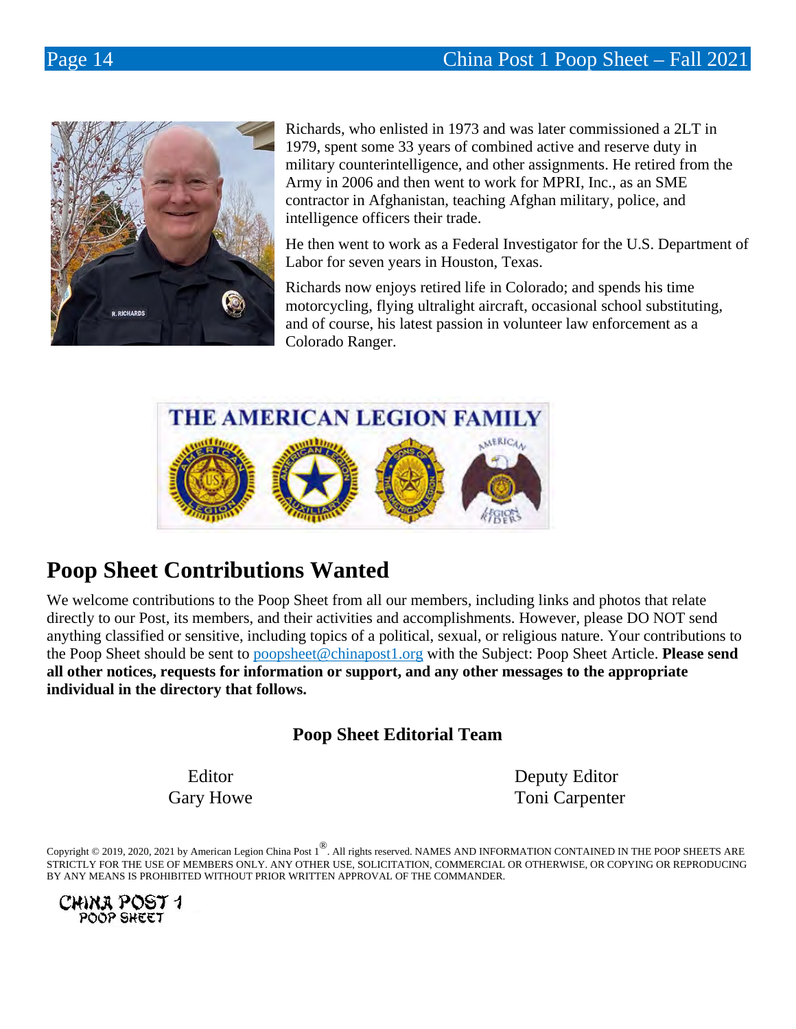Richards, who enlisted in 1973 and was later commissioned a 2LT in 1979, spent some 33 years of combined active and reserve duty in military counterintelligence, and other assignments. He retired from the Army in 2006 and then went to work for MPRI, Inc., as an SME contractor in Afghanistan, teaching Afghan military, police, and intelligence officers their trade.

He then went to work as a Federal Investigator for the U.S. Department of Labor for seven years in Houston, Texas.

Richards now enjoys retired life in Colorado; and spends his time motorcycling, flying ultralight aircraft, occasional school substituting, and of course, his latest passion in volunteer law enforcement as a Colorado Ranger.

## Poop Sheet Contributions Wanted

We welcome contributions to the Poop Sheet from all our members, including links and photos that relate directly to our Post, its members, and their activities and accomplishments. However, please DO NOT send anything classified or sensitive, including topics of a political, sexual, or religious nature. Your contributions to the Poop Sheet should be sent to poopsheet@chinapost1.org with the Subject: Poop Sheet Article. **Please send all other notices, requests for information or support, and any other messages to the appropriate individual in the directory that follows.**

### Poop Sheet Editorial Team

| | |
|---|---|
| Editor | Deputy Editor |
| Gary Howe | Toni Carpenter |

Copyright © 2019, 2020, 2021 by American Legion China Post 1®. All rights reserved. NAMES AND INFORMATION CONTAINED IN THE POOP SHEETS ARE STRICTLY FOR THE USE OF MEMBERS ONLY. ANY OTHER USE, SOLICITATION, COMMERCIAL OR OTHERWISE, OR COPYING OR REPRODUCING BY ANY MEANS IS PROHIBITED WITHOUT PRIOR WRITTEN APPROVAL OF THE COMMANDER.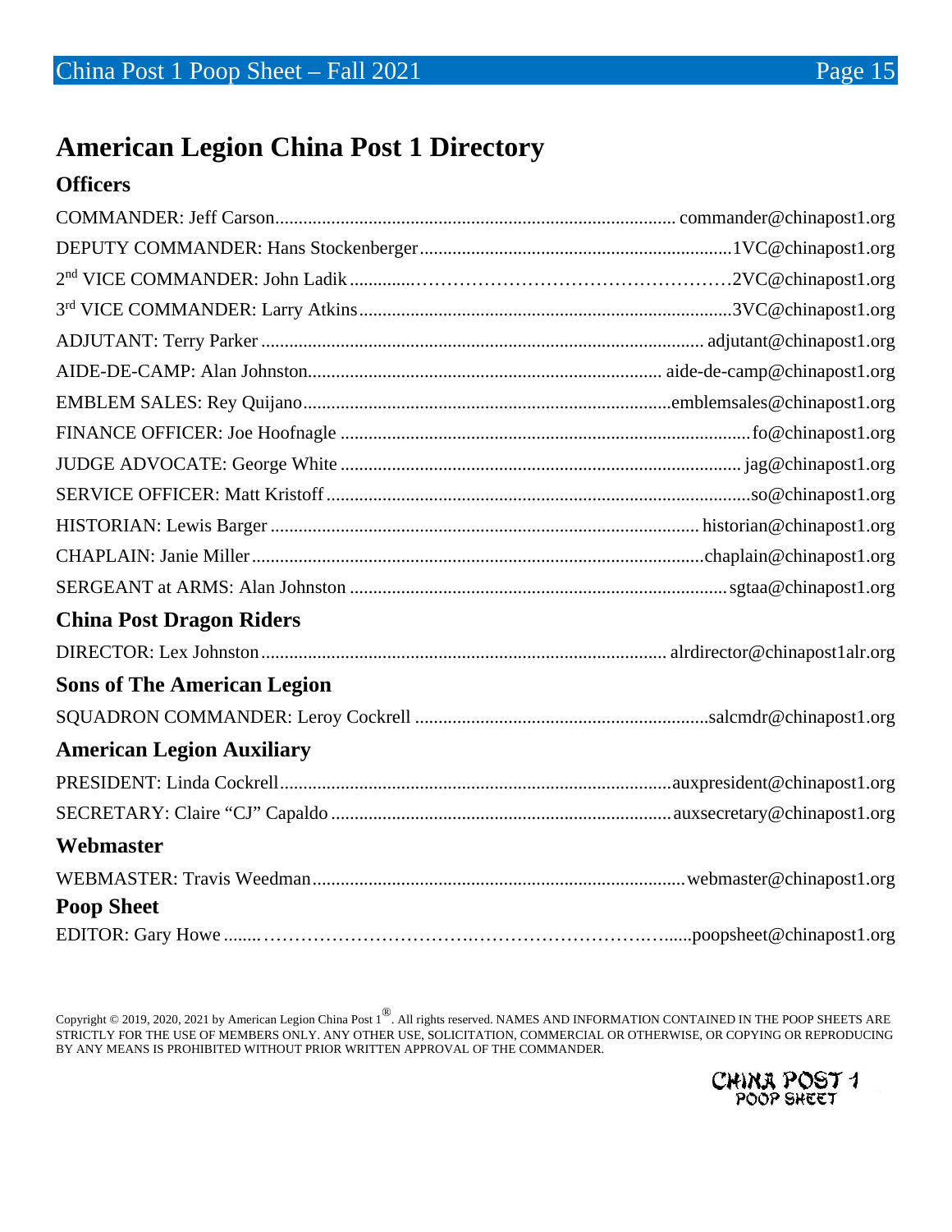# American Legion China Post 1 Directory

## Officers

COMMANDER: Jeff Carson.................................................................................... commander@chinapost1.org

DEPUTY COMMANDER: Hans Stockenberger..................................................................1VC@chinapost1.org

2nd VICE COMMANDER: John Ladik ..............…………………………………………2VC@chinapost1.org

3rd VICE COMMANDER: Larry Atkins...............................................................................3VC@chinapost1.org

ADJUTANT: Terry Parker .............................................................................................. adjutant@chinapost1.org

AIDE-DE-CAMP: Alan Johnston........................................................................... aide-de-camp@chinapost1.org

EMBLEM SALES: Rey Quijano..............................................................................emblemsales@chinapost1.org

FINANCE OFFICER: Joe Hoofnagle .......................................................................................fo@chinapost1.org

JUDGE ADVOCATE: George White ..................................................................................... jag@chinapost1.org

SERVICE OFFICER: Matt Kristoff ..........................................................................................so@chinapost1.org

HISTORIAN: Lewis Barger ........................................................................................... historian@chinapost1.org

CHAPLAIN: Janie Miller ................................................................................................chaplain@chinapost1.org

SERGEANT at ARMS: Alan Johnston ................................................................................sgtaa@chinapost1.org

## China Post Dragon Riders

DIRECTOR: Lex Johnston...................................................................................... alrdirector@chinapost1alr.org

## Sons of The American Legion

SQUADRON COMMANDER: Leroy Cockrell ..............................................................salcmdr@chinapost1.org

## American Legion Auxiliary

PRESIDENT: Linda Cockrell...................................................................................auxpresident@chinapost1.org

SECRETARY: Claire “CJ” Capaldo ........................................................................auxsecretary@chinapost1.org

## Webmaster

WEBMASTER: Travis Weedman...............................................................................webmaster@chinapost1.org

## Poop Sheet

EDITOR: Gary Howe ........……………………………..………………………..….......poopsheet@chinapost1.org

Copyright © 2019, 2020, 2021 by American Legion China Post 1®. All rights reserved. NAMES AND INFORMATION CONTAINED IN THE POOP SHEETS ARE STRICTLY FOR THE USE OF MEMBERS ONLY. ANY OTHER USE, SOLICITATION, COMMERCIAL OR OTHERWISE, OR COPYING OR REPRODUCING BY ANY MEANS IS PROHIBITED WITHOUT PRIOR WRITTEN APPROVAL OF THE COMMANDER.

CHINA POST 1
POOP SHEET